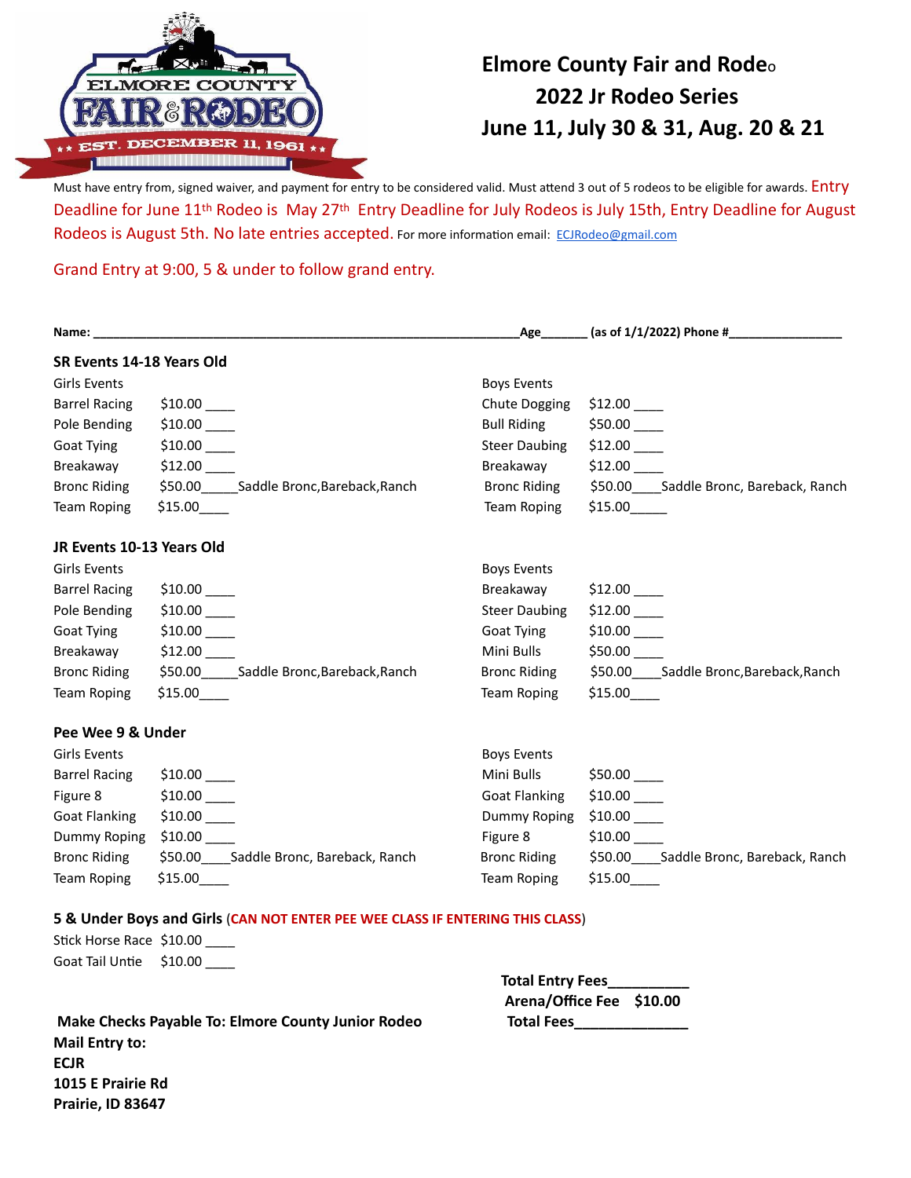# Elmore County Fair and Rodeo
## 2022 Jr Rodeo Series
## June 11, July 30 & 31, Aug. 20 & 21

Must have entry from, signed waiver, and payment for entry to be considered valid. Must attend 3 out of 5 rodeos to be eligible for awards. Entry Deadline for June 11th Rodeo is May 27th Entry Deadline for July Rodeos is July 15th, Entry Deadline for August Rodeos is August 5th. No late entries accepted. For more information email: ECJRodeo@gmail.com

Grand Entry at 9:00, 5 & under to follow grand entry.

**Name: ______________________________ Age______ (as of 1/1/2022) Phone #________________**

### SR Events 14-18 Years Old

| Girls Events | | Boys Events | |
|---|---|---|---|
| Barrel Racing | $10.00 ____ | Chute Dogging | $12.00 ____ |
| Pole Bending | $10.00 ____ | Bull Riding | $50.00 ____ |
| Goat Tying | $10.00 ____ | Steer Daubing | $12.00 ____ |
| Breakaway | $12.00 ____ | Breakaway | $12.00 ____ |
| Bronc Riding | $50.00_____Saddle Bronc,Bareback,Ranch | Bronc Riding | $50.00____Saddle Bronc, Bareback, Ranch |
| Team Roping | $15.00____ | Team Roping | $15.00_____ |

### JR Events 10-13 Years Old

| Girls Events | | Boys Events | |
|---|---|---|---|
| Barrel Racing | $10.00 ____ | Breakaway | $12.00 ____ |
| Pole Bending | $10.00 ____ | Steer Daubing | $12.00 ____ |
| Goat Tying | $10.00 ____ | Goat Tying | $10.00 ____ |
| Breakaway | $12.00 ____ | Mini Bulls | $50.00 ____ |
| Bronc Riding | $50.00_____Saddle Bronc,Bareback,Ranch | Bronc Riding | $50.00____Saddle Bronc,Bareback,Ranch |
| Team Roping | $15.00____ | Team Roping | $15.00____ |

### Pee Wee 9 & Under

| Girls Events | | Boys Events | |
|---|---|---|---|
| Barrel Racing | $10.00 ____ | Mini Bulls | $50.00 ____ |
| Figure 8 | $10.00 ____ | Goat Flanking | $10.00 ____ |
| Goat Flanking | $10.00 ____ | Dummy Roping | $10.00 ____ |
| Dummy Roping | $10.00 ____ | Figure 8 | $10.00 ____ |
| Bronc Riding | $50.00____Saddle Bronc, Bareback, Ranch | Bronc Riding | $50.00____Saddle Bronc, Bareback, Ranch |
| Team Roping | $15.00____ | Team Roping | $15.00____ |

### 5 & Under Boys and Girls (CAN NOT ENTER PEE WEE CLASS IF ENTERING THIS CLASS)

Stick Horse Race $10.00 ____
Goat Tail Untie $10.00 ____

**Total Entry Fees__________**
**Arena/Office Fee $10.00**
**Total Fees______________**

**Make Checks Payable To: Elmore County Junior Rodeo**
**Mail Entry to:**
**ECJR**
**1015 E Prairie Rd**
**Prairie, ID 83647**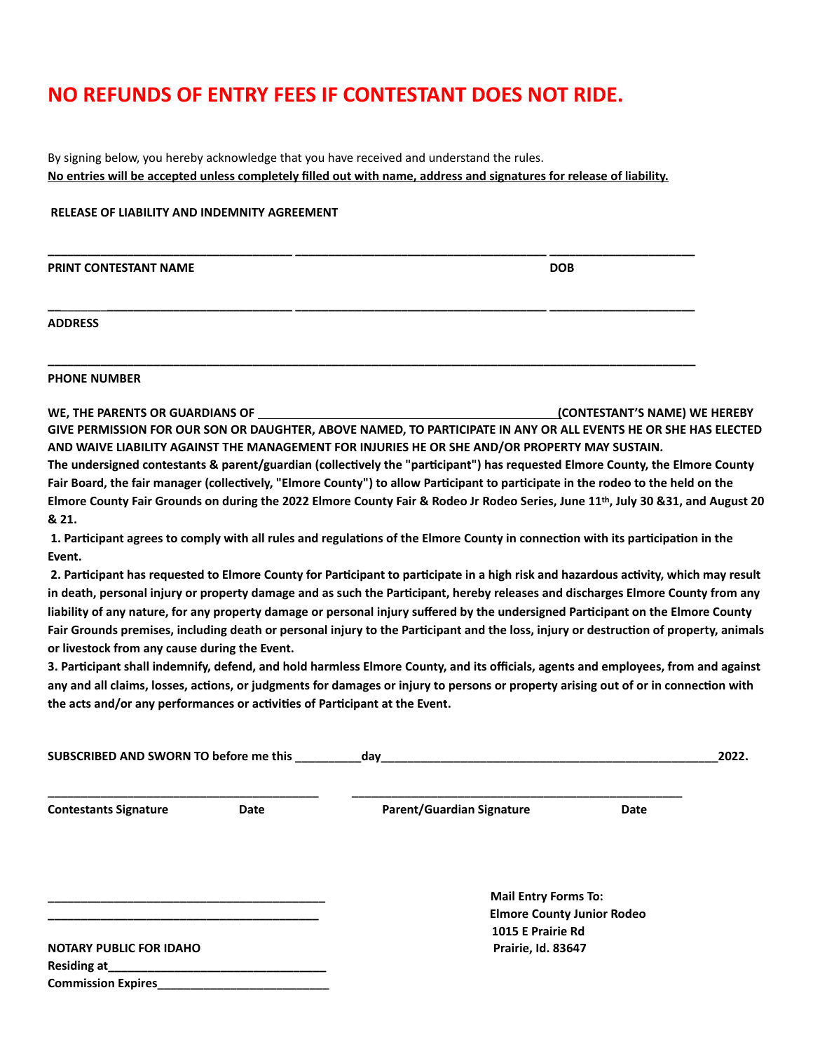# NO REFUNDS OF ENTRY FEES IF CONTESTANT DOES NOT RIDE.

By signing below, you hereby acknowledge that you have received and understand the rules.

**No entries will be accepted unless completely filled out with name, address and signatures for release of liability.**

**RELEASE OF LIABILITY AND INDEMNITY AGREEMENT**

___________________________________ ___________________________________ ____________________

**PRINT CONTESTANT NAME** **DOB**

___________________________________ ___________________________________ ____________________

**ADDRESS**

_____________________________________________________________________________________________

**PHONE NUMBER**

**WE, THE PARENTS OR GUARDIANS OF ____________________________________________(CONTESTANT'S NAME) WE HEREBY GIVE PERMISSION FOR OUR SON OR DAUGHTER, ABOVE NAMED, TO PARTICIPATE IN ANY OR ALL EVENTS HE OR SHE HAS ELECTED AND WAIVE LIABILITY AGAINST THE MANAGEMENT FOR INJURIES HE OR SHE AND/OR PROPERTY MAY SUSTAIN.**

**The undersigned contestants & parent/guardian (collectively the "participant") has requested Elmore County, the Elmore County Fair Board, the fair manager (collectively, "Elmore County") to allow Participant to participate in the rodeo to the held on the Elmore County Fair Grounds on during the 2022 Elmore County Fair & Rodeo Jr Rodeo Series, June 11th, July 30 &31, and August 20 & 21.**

**1. Participant agrees to comply with all rules and regulations of the Elmore County in connection with its participation in the Event.**

**2. Participant has requested to Elmore County for Participant to participate in a high risk and hazardous activity, which may result in death, personal injury or property damage and as such the Participant, hereby releases and discharges Elmore County from any liability of any nature, for any property damage or personal injury suffered by the undersigned Participant on the Elmore County Fair Grounds premises, including death or personal injury to the Participant and the loss, injury or destruction of property, animals or livestock from any cause during the Event.**

**3. Participant shall indemnify, defend, and hold harmless Elmore County, and its officials, agents and employees, from and against any and all claims, losses, actions, or judgments for damages or injury to persons or property arising out of or in connection with the acts and/or any performances or activities of Participant at the Event.**

**SUBSCRIBED AND SWORN TO before me this __________day____________________________________________________2022.**

_________________________________________ __________________________________________________

**Contestants Signature** **Date** **Parent/Guardian Signature** **Date**

_________________________________________

_________________________________________

**NOTARY PUBLIC FOR IDAHO**

**Residing at_________________________________**

**Commission Expires__________________________**

**Mail Entry Forms To:**
**Elmore County Junior Rodeo**
**1015 E Prairie Rd**
**Prairie, Id. 83647**